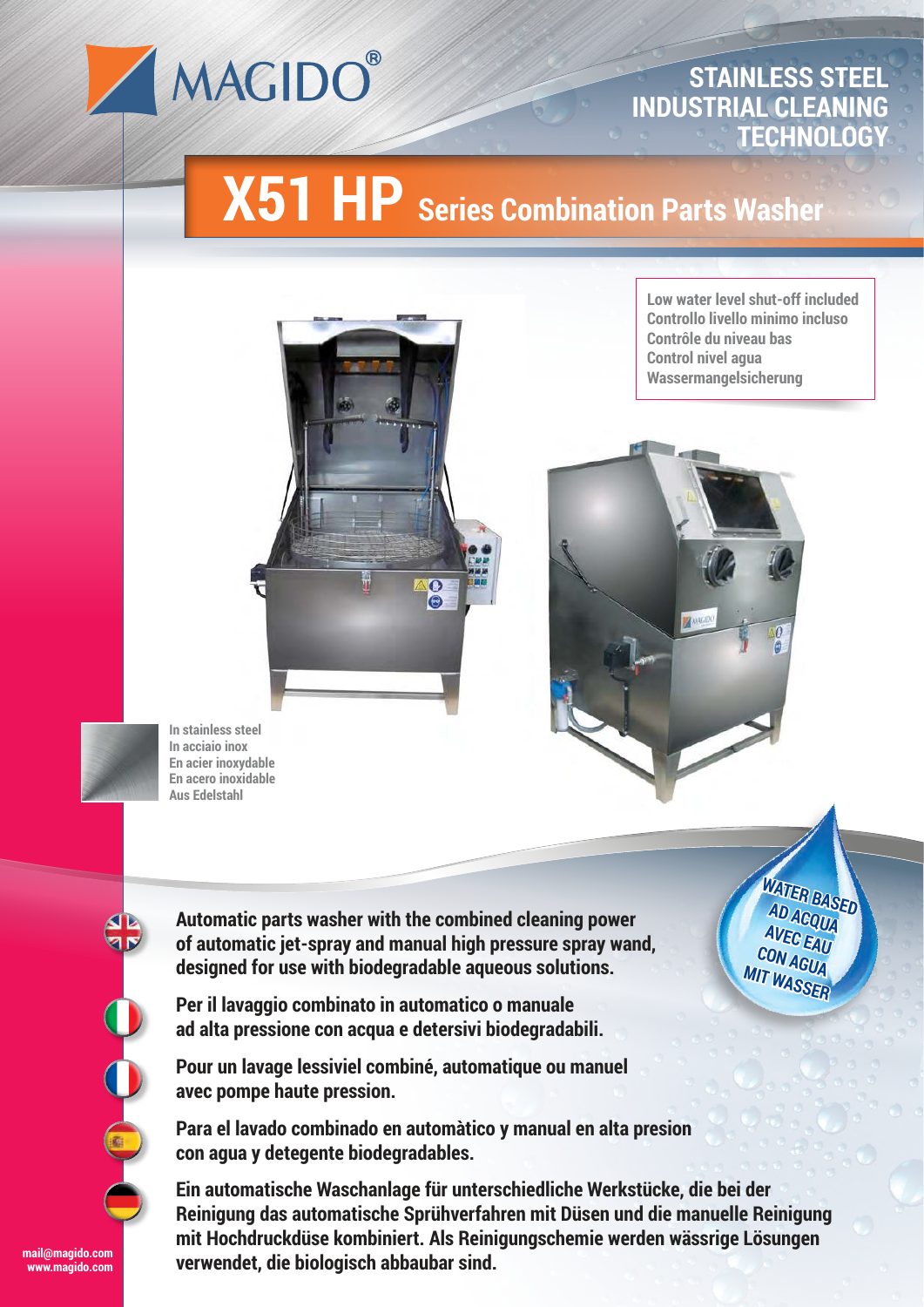MAGIDO®

STAINLESS STEEL
INDUSTRIAL CLEANING
TECHNOLOGY

# X51 HP Series Combination Parts Washer

Low water level shut-off included
Controllo livello minimo incluso
Contrôle du niveau bas
Control nivel agua
Wassermangelsicherung

In stainless steel
In acciaio inox
En acier inoxydable
En acero inoxidable
Aus Edelstahl

WATER BASED
AD ACQUA
AVEC EAU
CON AGUA
MIT WASSER

**Automatic parts washer with the combined cleaning power of automatic jet-spray and manual high pressure spray wand, designed for use with biodegradable aqueous solutions.**

**Per il lavaggio combinato in automatico o manuale ad alta pressione con acqua e detersivi biodegradabili.**

**Pour un lavage lessiviel combiné, automatique ou manuel avec pompe haute pression.**

**Para el lavado combinado en automàtico y manual en alta presion con agua y detegente biodegradables.**

**Ein automatische Waschanlage für unterschiedliche Werkstücke, die bei der Reinigung das automatische Sprühverfahren mit Düsen und die manuelle Reinigung mit Hochdruckdüse kombiniert. Als Reinigungschemie werden wässrige Lösungen verwendet, die biologisch abbaubar sind.**

mail@magido.com
www.magido.com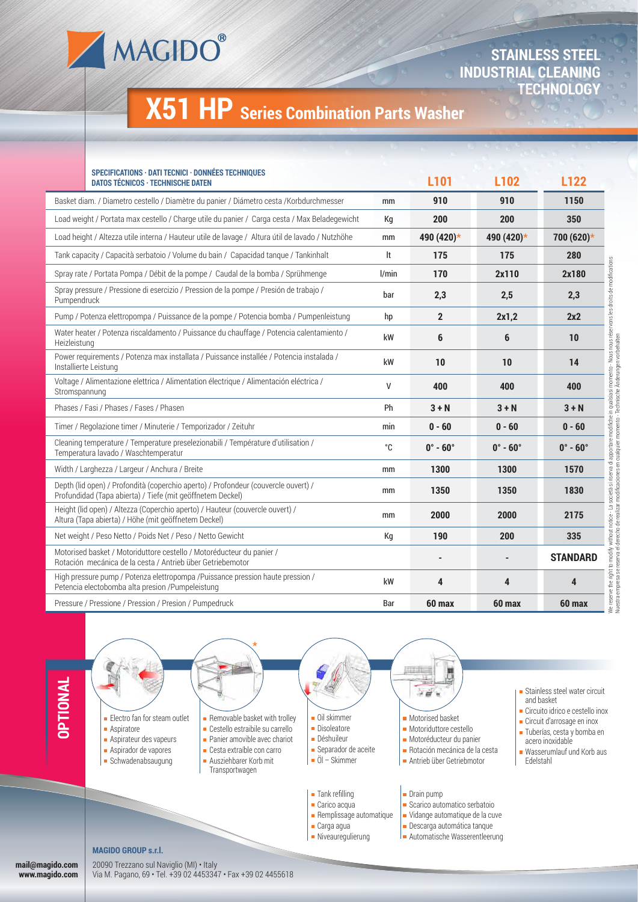# MAGIDO®

**STAINLESS STEEL INDUSTRIAL CLEANING TECHNOLOGY**

## X51 HP Series Combination Parts Washer

| SPECIFICATIONS · DATI TECNICI · DONNÉES TECHNIQUES DATOS TÉCNICOS · TECHNISCHE DATEN | | L101 | L102 | L122 |
|---|---|---|---|---|
| Basket diam. / Diametro cestello / Diamètre du panier / Diámetro cesta /Korbdurchmesser | mm | 910 | 910 | 1150 |
| Load weight / Portata max cestello / Charge utile du panier / Carga cesta / Max Beladegewicht | Kg | 200 | 200 | 350 |
| Load height / Altezza utile interna / Hauteur utile de lavage / Altura útil de lavado / Nutzhöhe | mm | 490 (420)* | 490 (420)* | 700 (620)* |
| Tank capacity / Capacità serbatoio / Volume du bain / Capacidad tanque / Tankinhalt | lt | 175 | 175 | 280 |
| Spray rate / Portata Pompa / Débit de la pompe / Caudal de la bomba / Sprühmenge | l/min | 170 | 2x110 | 2x180 |
| Spray pressure / Pressione di esercizio / Pression de la pompe / Presión de trabajo / Pumpendruck | bar | 2,3 | 2,5 | 2,3 |
| Pump / Potenza elettropompa / Puissance de la pompe / Potencia bomba / Pumpenleistung | hp | 2 | 2x1,2 | 2x2 |
| Water heater / Potenza riscaldamento / Puissance du chauffage / Potencia calentamiento / Heizleistung | kW | 6 | 6 | 10 |
| Power requirements / Potenza max installata / Puissance installée / Potencia instalada / Installierte Leistung | kW | 10 | 10 | 14 |
| Voltage / Alimentazione elettrica / Alimentation électrique / Alimentación eléctrica / Stromspannung | V | 400 | 400 | 400 |
| Phases / Fasi / Phases / Fases / Phasen | Ph | 3 + N | 3 + N | 3 + N |
| Timer / Regolazione timer / Minuterie / Temporizador / Zeituhr | min | 0 - 60 | 0 - 60 | 0 - 60 |
| Cleaning temperature / Temperature preselezionabili / Température d'utilisation / Temperatura lavado / Waschtemperatur | °C | 0° - 60° | 0° - 60° | 0° - 60° |
| Width / Larghezza / Largeur / Anchura / Breite | mm | 1300 | 1300 | 1570 |
| Depth (lid open) / Profondità (coperchio aperto) / Profondeur (couvercle ouvert) / Profundidad (Tapa abierta) / Tiefe (mit geöffnetem Deckel) | mm | 1350 | 1350 | 1830 |
| Height (lid open) / Altezza (Coperchio aperto) / Hauteur (couvercle ouvert) / Altura (Tapa abierta) / Höhe (mit geöffnetem Deckel) | mm | 2000 | 2000 | 2175 |
| Net weight / Peso Netto / Poids Net / Peso / Netto Gewicht | Kg | 190 | 200 | 335 |
| Motorised basket / Motoriduttore cestello / Motoréducteur du panier / Rotación mecánica de la cesta / Antrieb über Getriebemotor | | - | - | STANDARD |
| High pressure pump / Potenza elettropompa /Puissance pression haute pression / Petencia electobomba alta presion /Pumpeleistung | kW | 4 | 4 | 4 |
| Pressure / Pressione / Pression / Presion / Pumpedruck | Bar | 60 max | 60 max | 60 max |

We reserve the right to modify without notice - La società si riserva di apportare modifiche in qualsiasi momento - Nous nous réservons les droits de modifications
Nuestra empresa se reserva el derecho de realizar modificaciones en cualquier momento - Technische Änderungen vorbehalten

## OPTIONAL

- Electro fan for steam outlet
- Aspiratore
- Aspirateur des vapeurs
- Aspirador de vapores
- Schwadenabsaugung

\*
- Removable basket with trolley
- Cestello estraibile su carrello
- Panier amovible avec chariot
- Cesta extraíble con carro
- Ausziehbarer Korb mit Transportwagen

- Oil skimmer
- Disoleatore
- Déshuileur
- Separador de aceite
- Öl – Skimmer

- Motorised basket
- Motoriduttore cestello
- Motoréducteur du panier
- Rotación mecánica de la cesta
- Antrieb über Getriebemotor

- Stainless steel water circuit and basket
- Circuito idrico e cestello inox
- Circuit d'arrosage en inox
- Tuberías, cesta y bomba en acero inoxidable
- Wasserumlauf und Korb aus Edelstahl

- Tank refilling
- Carico acqua
- Remplissage automatique
- Carga agua
- Niveauregulierung

- Drain pump
- Scarico automatico serbatoio
- Vidange automatique de la cuve
- Descarga automática tanque
- Automatische Wasserentleerung

**MAGIDO GROUP s.r.l.**

20090 Trezzano sul Naviglio (MI) • Italy
Via M. Pagano, 69 • Tel. +39 02 4453347 • Fax +39 02 4455618

**mail@magido.com**
**www.magido.com**